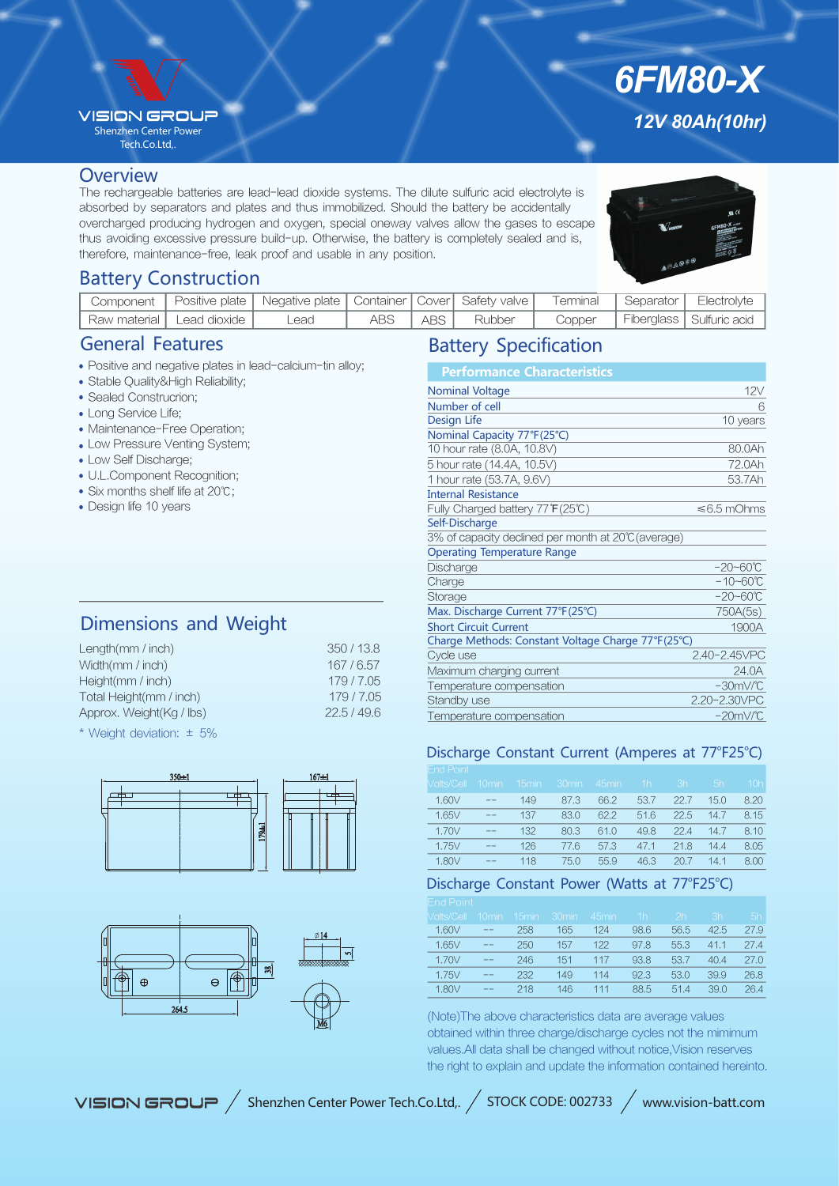VISION GROUP
Shenzhen Center Power Tech.Co.Ltd,.

# 6FM80-X

### 12V 80Ah(10hr)

## Overview

The rechargeable batteries are lead-lead dioxide systems. The dilute sulfuric acid electrolyte is absorbed by separators and plates and thus immobilized. Should the battery be accidentally overcharged producing hydrogen and oxygen, special oneway valves allow the gases to escape thus avoiding excessive pressure build-up. Otherwise, the battery is completely sealed and is, therefore, maintenance-free, leak proof and usable in any position.

## Battery Construction

| Component | Positive plate | Negative plate | Container | Cover | Safety valve | Terminal | Separator | Electrolyte |
|---|---|---|---|---|---|---|---|---|
| Raw material | Lead dioxide | Lead | ABS | ABS | Rubber | Copper | Fiberglass | Sulfuric acid |

## General Features

- Positive and negative plates in lead-calcium-tin alloy;
- Stable Quality&High Reliability;
- Sealed Construcrion;
- Long Service Life;
- Maintenance-Free Operation;
- Low Pressure Venting System;
- Low Self Discharge;
- U.L.Component Recognition;
- Six months shelf life at 20℃;
- Design life 10 years

## Dimensions and Weight

| | |
|---|---|
| Length(mm / inch) | 350 / 13.8 |
| Width(mm / inch) | 167 / 6.57 |
| Height(mm / inch) | 179 / 7.05 |
| Total Height(mm / inch) | 179 / 7.05 |
| Approx. Weight(Kg / lbs) | 22.5 / 49.6 |

\* Weight deviation: ± 5%

350±1  167±1  179±1  264.5  Ø14  38  5  M6

## Battery Specification

| Performance Characteristics | |
|---|---|
| **Nominal Voltage** | 12V |
| **Number of cell** | 6 |
| **Design Life** | 10 years |
| **Nominal Capacity 77°F(25°C)** | |
| 10 hour rate (8.0A, 10.8V) | 80.0Ah |
| 5 hour rate (14.4A, 10.5V) | 72.0Ah |
| 1 hour rate (53.7A, 9.6V) | 53.7Ah |
| **Internal Resistance** | |
| Fully Charged battery 77℉(25℃) | ≤6.5 mOhms |
| **Self-Discharge** | |
| 3% of capacity declined per month at 20℃(average) | |
| **Operating Temperature Range** | |
| Discharge | -20~60℃ |
| Charge | -10~60℃ |
| Storage | -20~60℃ |
| **Max. Discharge Current 77°F(25°C)** | 750A(5s) |
| **Short Circuit Current** | 1900A |
| **Charge Methods: Constant Voltage Charge 77°F(25°C)** | |
| Cycle use | 2.40-2.45VPC |
| Maximum charging current | 24.0A |
| Temperature compensation | -30mV/℃ |
| Standby use | 2.20-2.30VPC |
| Temperature compensation | -20mV/℃ |

## Discharge Constant Current (Amperes at 77°F25°C)

| End Point Volts/Cell | 10min | 15min | 30min | 45min | 1h | 3h | 5h | 10h |
|---|---|---|---|---|---|---|---|---|
| 1.60V | -- | 149 | 87.3 | 66.2 | 53.7 | 22.7 | 15.0 | 8.20 |
| 1.65V | -- | 137 | 83.0 | 62.2 | 51.6 | 22.5 | 14.7 | 8.15 |
| 1.70V | -- | 132 | 80.3 | 61.0 | 49.8 | 22.4 | 14.7 | 8.10 |
| 1.75V | -- | 126 | 77.6 | 57.3 | 47.1 | 21.8 | 14.4 | 8.05 |
| 1.80V | -- | 118 | 75.0 | 55.9 | 46.3 | 20.7 | 14.1 | 8.00 |

## Discharge Constant Power (Watts at 77°F25°C)

| End Point Volts/Cell | 10min | 15min | 30min | 45min | 1h | 2h | 3h | 5h |
|---|---|---|---|---|---|---|---|---|
| 1.60V | -- | 258 | 165 | 124 | 98.6 | 56.5 | 42.5 | 27.9 |
| 1.65V | -- | 250 | 157 | 122 | 97.8 | 55.3 | 41.1 | 27.4 |
| 1.70V | -- | 246 | 151 | 117 | 93.8 | 53.7 | 40.4 | 27.0 |
| 1.75V | -- | 232 | 149 | 114 | 92.3 | 53.0 | 39.9 | 26.8 |
| 1.80V | -- | 218 | 146 | 111 | 88.5 | 51.4 | 39.0 | 26.4 |

(Note)The above characteristics data are average values obtained within three charge/discharge cycles not the mimimum values.All data shall be changed without notice,Vision reserves the right to explain and update the information contained hereinto.

VISION GROUP / Shenzhen Center Power Tech.Co.Ltd,. / STOCK CODE: 002733 / www.vision-batt.com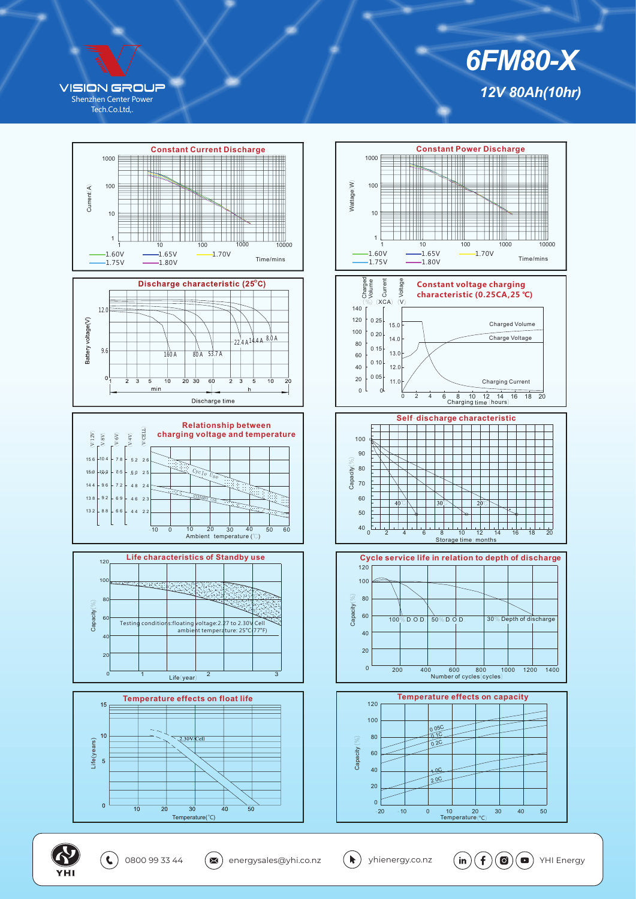VISION GROUP
Shenzhen Center Power Tech.Co.Ltd,.

# 6FM80-X

## 12V 80Ah(10hr)

### Constant Current Discharge

Current (A)

1000
100
10
1

1 10 100 1000 10000

Time/mins

1.60V 1.65V 1.70V 1.75V 1.80V

### Constant Power Discharge

Wattage (W)

1000
100
10
1

1 10 100 1000 10000

Time/mins

1.60V 1.65V 1.70V 1.75V 1.80V

### Discharge characteristic (25°C)

Battery voltage(V)

12.0
9.6
0

160 A 80 A 53.7 A 22.4 A 14.4 A 8.0 A

1 2 3 5 10 20 30 60 2 3 5 10 20

min h

Discharge time

### Constant voltage charging characteristic (0.25CA,25 ℃)

Charged Volume (%) Current (XCA) Voltage (V)

140 120 100 80 60 40 20 0

0.25 0.20 0.15 0.10 0.05 0

15.0 14.0 13.0 12.0 11.0

Charged Volume
Charge Voltage
Charging Current

0 2 4 6 8 10 12 14 16 18 20

Charging time (hours)

### Relationship between charging voltage and temperature

V 12V V 8V V 6V V 4V V CELL

15.6 10.4 7.8 5.2 2.6
15.0 10.0 7.5 5.0 2.5
14.4 9.6 7.2 4.8 2.4
13.8 9.2 6.9 4.6 2.3
13.2 8.8 6.6 4.4 2.2

Cycle Use
Standby Use

-10 0 10 20 30 40 50 60

Ambient temperature (℃)

### Self-discharge characteristic

Capacity(%)

100 90 80 70 60 50 40

40℃ 30℃ 20℃

0 2 4 6 8 10 12 14 16 18 20

Storage time months

### Life characteristics of Standby use

Capacity(%)

120 100 80 60 40 20 0

Testing conditions:floating voltage:2.27 to 2.30V Cell
ambient temperature: 25°C(77°F)

0 1 2 3

Life(year)

### Cycle service life in relation to depth of discharge

Capacity(%)

120 100 80 60 40 20 0

100% D O D  50% D O D  30% Depth of discharge

200 400 600 800 1000 1200 1400

Number of cycles(cycles)

### Temperature effects on float life

Life(years)

15 10 5 0

2.30V/Cell

10 20 30 40 50

Temperature(℃)

### Temperature effects on capacity

Capacity(%)

120 100 80 60 40 20 0

0.05C 0.1C 0.2C 1.0C 2.0C

-20 -10 0 10 20 30 40 50

Temperature(℃)

YHI

0800 99 33 44 | energysales@yhi.co.nz | yhienergy.co.nz | YHI Energy